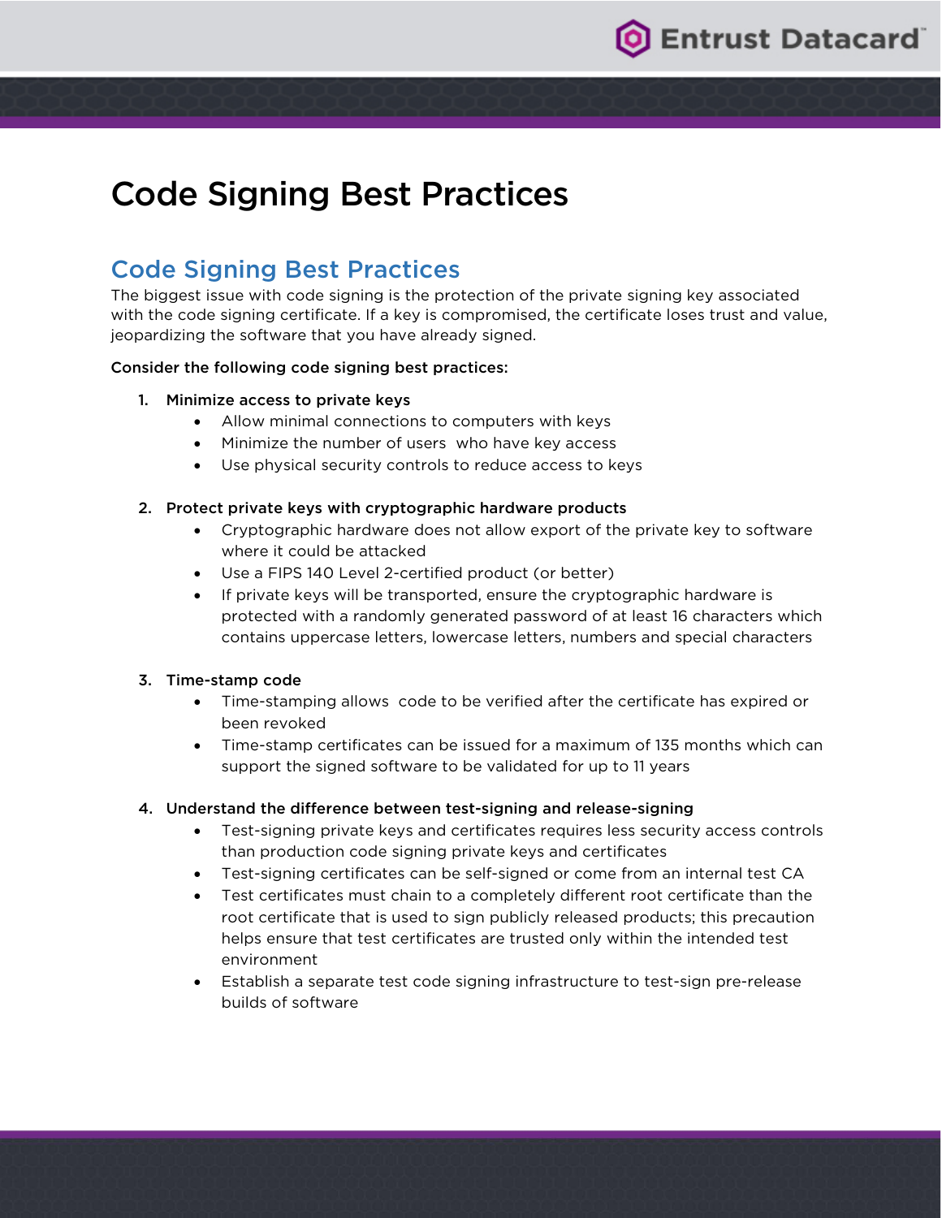# Code Signing Best Practices

## Code Signing Best Practices

The biggest issue with code signing is the protection of the private signing key associated with the code signing certificate. If a key is compromised, the certificate loses trust and value, jeopardizing the software that you have already signed.

**Consider the following code signing best practices:**

1. **Minimize access to private keys**
   - Allow minimal connections to computers with keys
   - Minimize the number of users who have key access
   - Use physical security controls to reduce access to keys

2. **Protect private keys with cryptographic hardware products**
   - Cryptographic hardware does not allow export of the private key to software where it could be attacked
   - Use a FIPS 140 Level 2-certified product (or better)
   - If private keys will be transported, ensure the cryptographic hardware is protected with a randomly generated password of at least 16 characters which contains uppercase letters, lowercase letters, numbers and special characters

3. **Time-stamp code**
   - Time-stamping allows code to be verified after the certificate has expired or been revoked
   - Time-stamp certificates can be issued for a maximum of 135 months which can support the signed software to be validated for up to 11 years

4. **Understand the difference between test-signing and release-signing**
   - Test-signing private keys and certificates requires less security access controls than production code signing private keys and certificates
   - Test-signing certificates can be self-signed or come from an internal test CA
   - Test certificates must chain to a completely different root certificate than the root certificate that is used to sign publicly released products; this precaution helps ensure that test certificates are trusted only within the intended test environment
   - Establish a separate test code signing infrastructure to test-sign pre-release builds of software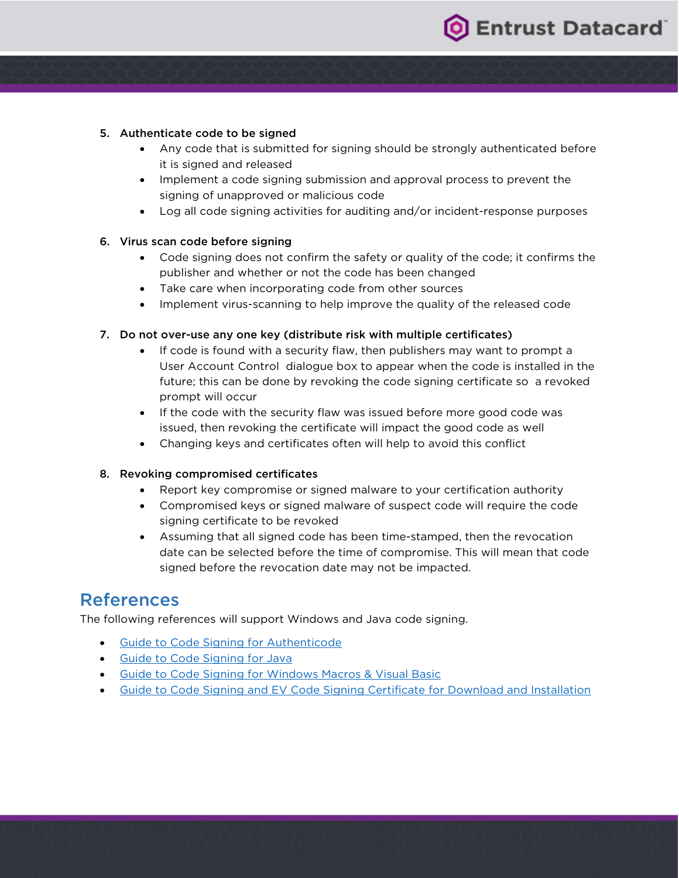5. **Authenticate code to be signed**
    - Any code that is submitted for signing should be strongly authenticated before it is signed and released
    - Implement a code signing submission and approval process to prevent the signing of unapproved or malicious code
    - Log all code signing activities for auditing and/or incident-response purposes

6. **Virus scan code before signing**
    - Code signing does not confirm the safety or quality of the code; it confirms the publisher and whether or not the code has been changed
    - Take care when incorporating code from other sources
    - Implement virus-scanning to help improve the quality of the released code

7. **Do not over-use any one key (distribute risk with multiple certificates)**
    - If code is found with a security flaw, then publishers may want to prompt a User Account Control dialogue box to appear when the code is installed in the future; this can be done by revoking the code signing certificate so a revoked prompt will occur
    - If the code with the security flaw was issued before more good code was issued, then revoking the certificate will impact the good code as well
    - Changing keys and certificates often will help to avoid this conflict

8. **Revoking compromised certificates**
    - Report key compromise or signed malware to your certification authority
    - Compromised keys or signed malware of suspect code will require the code signing certificate to be revoked
    - Assuming that all signed code has been time-stamped, then the revocation date can be selected before the time of compromise. This will mean that code signed before the revocation date may not be impacted.

## References

The following references will support Windows and Java code signing.

- Guide to Code Signing for Authenticode
- Guide to Code Signing for Java
- Guide to Code Signing for Windows Macros & Visual Basic
- Guide to Code Signing and EV Code Signing Certificate for Download and Installation